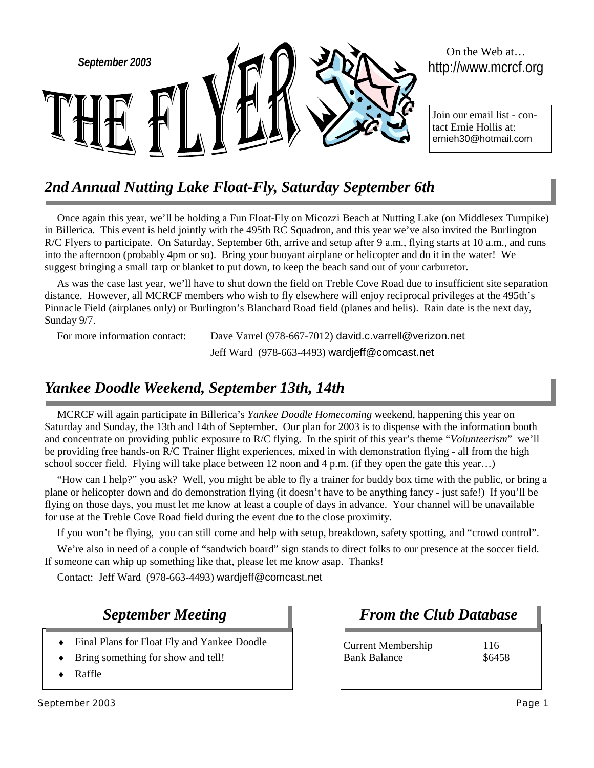September 2003

# THE FLYER

On the Web at…
http://www.mcrcf.org

Join our email list - contact Ernie Hollis at: ernieh30@hotmail.com

## *2nd Annual Nutting Lake Float-Fly, Saturday September 6th*

Once again this year, we'll be holding a Fun Float-Fly on Micozzi Beach at Nutting Lake (on Middlesex Turnpike) in Billerica. This event is held jointly with the 495th RC Squadron, and this year we've also invited the Burlington R/C Flyers to participate. On Saturday, September 6th, arrive and setup after 9 a.m., flying starts at 10 a.m., and runs into the afternoon (probably 4pm or so). Bring your buoyant airplane or helicopter and do it in the water! We suggest bringing a small tarp or blanket to put down, to keep the beach sand out of your carburetor.

As was the case last year, we'll have to shut down the field on Treble Cove Road due to insufficient site separation distance. However, all MCRCF members who wish to fly elsewhere will enjoy reciprocal privileges at the 495th's Pinnacle Field (airplanes only) or Burlington's Blanchard Road field (planes and helis). Rain date is the next day, Sunday 9/7.

For more information contact: Dave Varrel (978-667-7012) david.c.varrell@verizon.net
Jeff Ward (978-663-4493) wardjeff@comcast.net

## *Yankee Doodle Weekend, September 13th, 14th*

MCRCF will again participate in Billerica's *Yankee Doodle Homecoming* weekend, happening this year on Saturday and Sunday, the 13th and 14th of September. Our plan for 2003 is to dispense with the information booth and concentrate on providing public exposure to R/C flying. In the spirit of this year's theme "*Volunteerism*" we'll be providing free hands-on R/C Trainer flight experiences, mixed in with demonstration flying - all from the high school soccer field. Flying will take place between 12 noon and 4 p.m. (if they open the gate this year…)

"How can I help?" you ask? Well, you might be able to fly a trainer for buddy box time with the public, or bring a plane or helicopter down and do demonstration flying (it doesn't have to be anything fancy - just safe!) If you'll be flying on those days, you must let me know at least a couple of days in advance. Your channel will be unavailable for use at the Treble Cove Road field during the event due to the close proximity.

If you won't be flying, you can still come and help with setup, breakdown, safety spotting, and "crowd control".

We're also in need of a couple of "sandwich board" sign stands to direct folks to our presence at the soccer field. If someone can whip up something like that, please let me know asap. Thanks!

Contact: Jeff Ward (978-663-4493) wardjeff@comcast.net

## *September Meeting*

- Final Plans for Float Fly and Yankee Doodle
- Bring something for show and tell!
- Raffle

## *From the Club Database*

| | |
|---|---|
| Current Membership | 116 |
| Bank Balance | $6458 |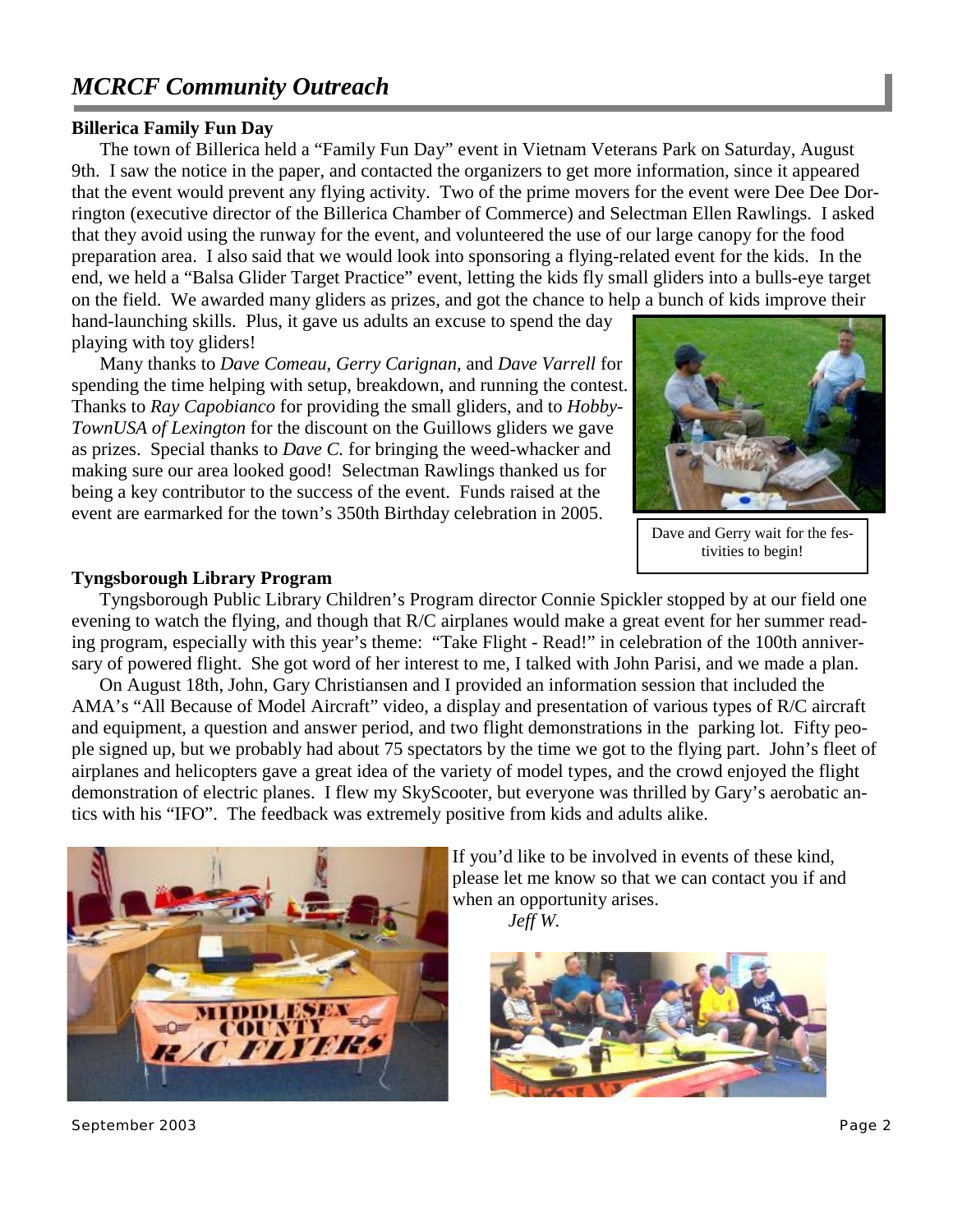# *MCRCF Community Outreach*

**Billerica Family Fun Day**

The town of Billerica held a "Family Fun Day" event in Vietnam Veterans Park on Saturday, August 9th. I saw the notice in the paper, and contacted the organizers to get more information, since it appeared that the event would prevent any flying activity. Two of the prime movers for the event were Dee Dee Dorrington (executive director of the Billerica Chamber of Commerce) and Selectman Ellen Rawlings. I asked that they avoid using the runway for the event, and volunteered the use of our large canopy for the food preparation area. I also said that we would look into sponsoring a flying-related event for the kids. In the end, we held a "Balsa Glider Target Practice" event, letting the kids fly small gliders into a bulls-eye target on the field. We awarded many gliders as prizes, and got the chance to help a bunch of kids improve their hand-launching skills. Plus, it gave us adults an excuse to spend the day playing with toy gliders!

Many thanks to *Dave Comeau*, *Gerry Carignan*, and *Dave Varrell* for spending the time helping with setup, breakdown, and running the contest. Thanks to *Ray Capobianco* for providing the small gliders, and to *HobbyTownUSA of Lexington* for the discount on the Guillows gliders we gave as prizes. Special thanks to *Dave C.* for bringing the weed-whacker and making sure our area looked good! Selectman Rawlings thanked us for being a key contributor to the success of the event. Funds raised at the event are earmarked for the town's 350th Birthday celebration in 2005.

Dave and Gerry wait for the festivities to begin!

**Tyngsborough Library Program**

Tyngsborough Public Library Children's Program director Connie Spickler stopped by at our field one evening to watch the flying, and though that R/C airplanes would make a great event for her summer reading program, especially with this year's theme: "Take Flight - Read!" in celebration of the 100th anniversary of powered flight. She got word of her interest to me, I talked with John Parisi, and we made a plan.

On August 18th, John, Gary Christiansen and I provided an information session that included the AMA's "All Because of Model Aircraft" video, a display and presentation of various types of R/C aircraft and equipment, a question and answer period, and two flight demonstrations in the parking lot. Fifty people signed up, but we probably had about 75 spectators by the time we got to the flying part. John's fleet of airplanes and helicopters gave a great idea of the variety of model types, and the crowd enjoyed the flight demonstration of electric planes. I flew my SkyScooter, but everyone was thrilled by Gary's aerobatic antics with his "IFO". The feedback was extremely positive from kids and adults alike.

If you'd like to be involved in events of these kind, please let me know so that we can contact you if and when an opportunity arises.

*Jeff W.*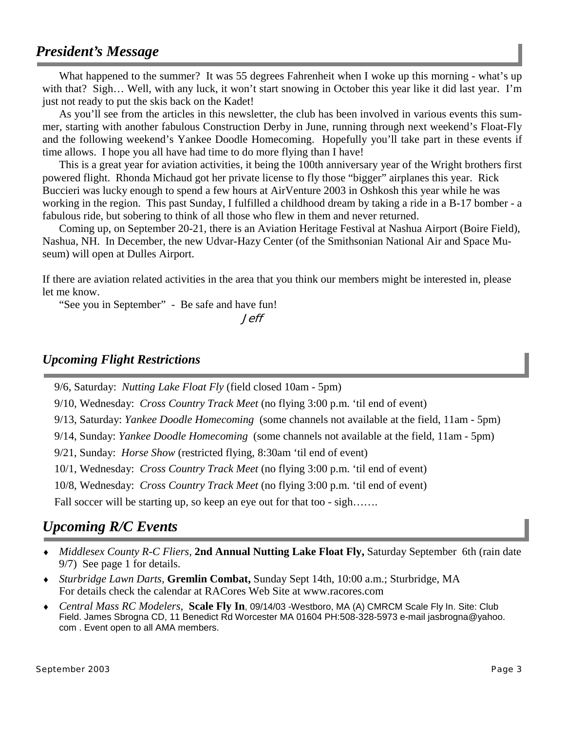## *President's Message*

What happened to the summer? It was 55 degrees Fahrenheit when I woke up this morning - what's up with that? Sigh… Well, with any luck, it won't start snowing in October this year like it did last year. I'm just not ready to put the skis back on the Kadet!

As you'll see from the articles in this newsletter, the club has been involved in various events this summer, starting with another fabulous Construction Derby in June, running through next weekend's Float-Fly and the following weekend's Yankee Doodle Homecoming. Hopefully you'll take part in these events if time allows. I hope you all have had time to do more flying than I have!

This is a great year for aviation activities, it being the 100th anniversary year of the Wright brothers first powered flight. Rhonda Michaud got her private license to fly those "bigger" airplanes this year. Rick Buccieri was lucky enough to spend a few hours at AirVenture 2003 in Oshkosh this year while he was working in the region. This past Sunday, I fulfilled a childhood dream by taking a ride in a B-17 bomber - a fabulous ride, but sobering to think of all those who flew in them and never returned.

Coming up, on September 20-21, there is an Aviation Heritage Festival at Nashua Airport (Boire Field), Nashua, NH. In December, the new Udvar-Hazy Center (of the Smithsonian National Air and Space Museum) will open at Dulles Airport.

If there are aviation related activities in the area that you think our members might be interested in, please let me know.

"See you in September" - Be safe and have fun!

Jeff

## *Upcoming Flight Restrictions*

9/6, Saturday: *Nutting Lake Float Fly* (field closed 10am - 5pm)

9/10, Wednesday: *Cross Country Track Meet* (no flying 3:00 p.m. 'til end of event)

9/13, Saturday: *Yankee Doodle Homecoming* (some channels not available at the field, 11am - 5pm)

9/14, Sunday: *Yankee Doodle Homecoming* (some channels not available at the field, 11am - 5pm)

9/21, Sunday: *Horse Show* (restricted flying, 8:30am 'til end of event)

10/1, Wednesday: *Cross Country Track Meet* (no flying 3:00 p.m. 'til end of event)

10/8, Wednesday: *Cross Country Track Meet* (no flying 3:00 p.m. 'til end of event)

Fall soccer will be starting up, so keep an eye out for that too - sigh…….

## *Upcoming R/C Events*

- *Middlesex County R-C Fliers,* **2nd Annual Nutting Lake Float Fly,** Saturday September 6th (rain date 9/7) See page 1 for details.
- *Sturbridge Lawn Darts,* **Gremlin Combat,** Sunday Sept 14th, 10:00 a.m.; Sturbridge, MA For details check the calendar at RACores Web Site at www.racores.com
- *Central Mass RC Modelers,* **Scale Fly In**, 09/14/03 -Westboro, MA (A) CMRCM Scale Fly In. Site: Club Field. James Sbrogna CD, 11 Benedict Rd Worcester MA 01604 PH:508-328-5973 e-mail jasbrogna@yahoo.com . Event open to all AMA members.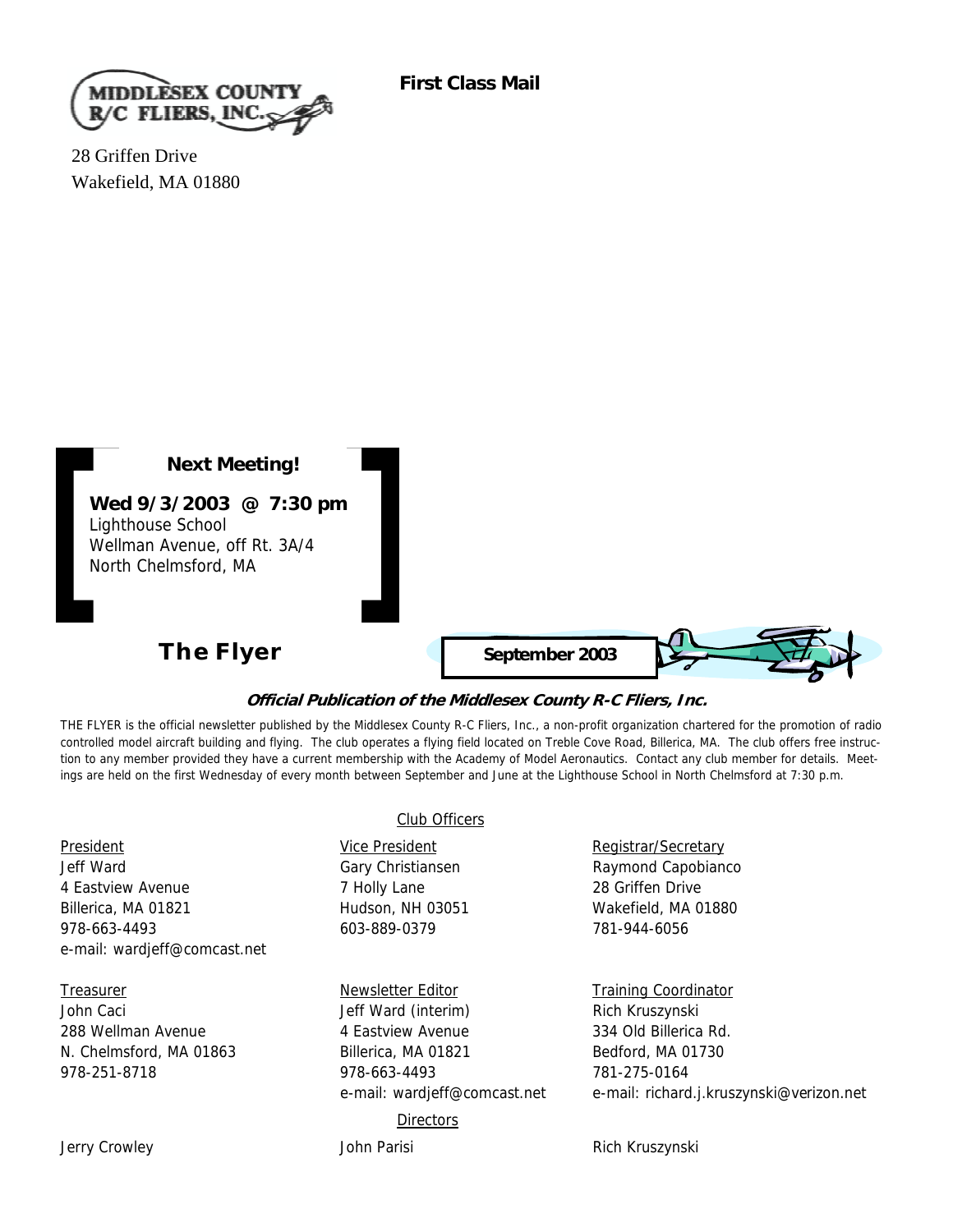MIDDLESEX COUNTY R/C FLIERS, INC.

28 Griffen Drive
Wakefield, MA 01880

**First Class Mail**

**Next Meeting!**

**Wed 9/3/2003 @ 7:30 pm**
Lighthouse School
Wellman Avenue, off Rt. 3A/4
North Chelmsford, MA

# The Flyer

**September 2003**

***Official Publication of the Middlesex County R-C Fliers, Inc.***

THE FLYER is the official newsletter published by the Middlesex County R-C Fliers, Inc., a non-profit organization chartered for the promotion of radio controlled model aircraft building and flying. The club operates a flying field located on Treble Cove Road, Billerica, MA. The club offers free instruction to any member provided they have a current membership with the Academy of Model Aeronautics. Contact any club member for details. Meetings are held on the first Wednesday of every month between September and June at the Lighthouse School in North Chelmsford at 7:30 p.m.

## Club Officers

President
Jeff Ward
4 Eastview Avenue
Billerica, MA 01821
978-663-4493
e-mail: wardjeff@comcast.net

Vice President
Gary Christiansen
7 Holly Lane
Hudson, NH 03051
603-889-0379

Registrar/Secretary
Raymond Capobianco
28 Griffen Drive
Wakefield, MA 01880
781-944-6056

Treasurer
John Caci
288 Wellman Avenue
N. Chelmsford, MA 01863
978-251-8718

Newsletter Editor
Jeff Ward (interim)
4 Eastview Avenue
Billerica, MA 01821
978-663-4493
e-mail: wardjeff@comcast.net

Training Coordinator
Rich Kruszynski
334 Old Billerica Rd.
Bedford, MA 01730
781-275-0164
e-mail: richard.j.kruszynski@verizon.net

## Directors

Jerry Crowley

John Parisi

Rich Kruszynski